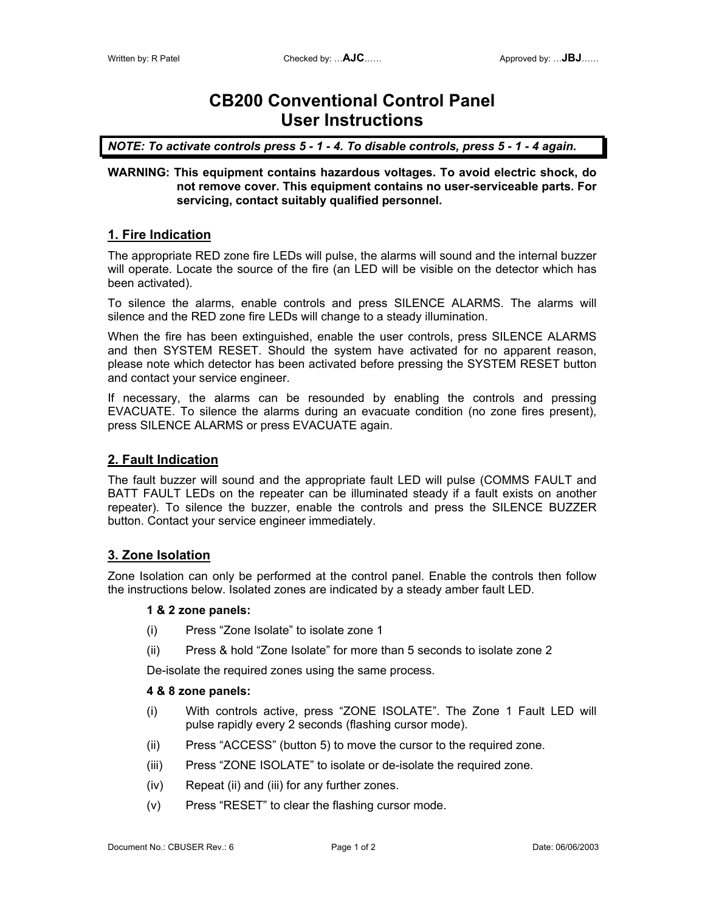Written by: R Patel    Checked by: …**AJC**……    Approved by: …**JBJ**……

# CB200 Conventional Control Panel User Instructions

***NOTE: To activate controls press 5 - 1 - 4. To disable controls, press 5 - 1 - 4 again.***

**WARNING: This equipment contains hazardous voltages. To avoid electric shock, do not remove cover. This equipment contains no user-serviceable parts. For servicing, contact suitably qualified personnel.**

## 1. Fire Indication

The appropriate RED zone fire LEDs will pulse, the alarms will sound and the internal buzzer will operate. Locate the source of the fire (an LED will be visible on the detector which has been activated).

To silence the alarms, enable controls and press SILENCE ALARMS. The alarms will silence and the RED zone fire LEDs will change to a steady illumination.

When the fire has been extinguished, enable the user controls, press SILENCE ALARMS and then SYSTEM RESET. Should the system have activated for no apparent reason, please note which detector has been activated before pressing the SYSTEM RESET button and contact your service engineer.

If necessary, the alarms can be resounded by enabling the controls and pressing EVACUATE. To silence the alarms during an evacuate condition (no zone fires present), press SILENCE ALARMS or press EVACUATE again.

## 2. Fault Indication

The fault buzzer will sound and the appropriate fault LED will pulse (COMMS FAULT and BATT FAULT LEDs on the repeater can be illuminated steady if a fault exists on another repeater). To silence the buzzer, enable the controls and press the SILENCE BUZZER button. Contact your service engineer immediately.

## 3. Zone Isolation

Zone Isolation can only be performed at the control panel. Enable the controls then follow the instructions below. Isolated zones are indicated by a steady amber fault LED.

**1 & 2 zone panels:**

(i) Press “Zone Isolate” to isolate zone 1

(ii) Press & hold “Zone Isolate” for more than 5 seconds to isolate zone 2

De-isolate the required zones using the same process.

**4 & 8 zone panels:**

(i) With controls active, press “ZONE ISOLATE”. The Zone 1 Fault LED will pulse rapidly every 2 seconds (flashing cursor mode).

(ii) Press “ACCESS” (button 5) to move the cursor to the required zone.

(iii) Press “ZONE ISOLATE” to isolate or de-isolate the required zone.

(iv) Repeat (ii) and (iii) for any further zones.

(v) Press “RESET” to clear the flashing cursor mode.

Document No.: CBUSER Rev.: 6    Date: 06/06/2003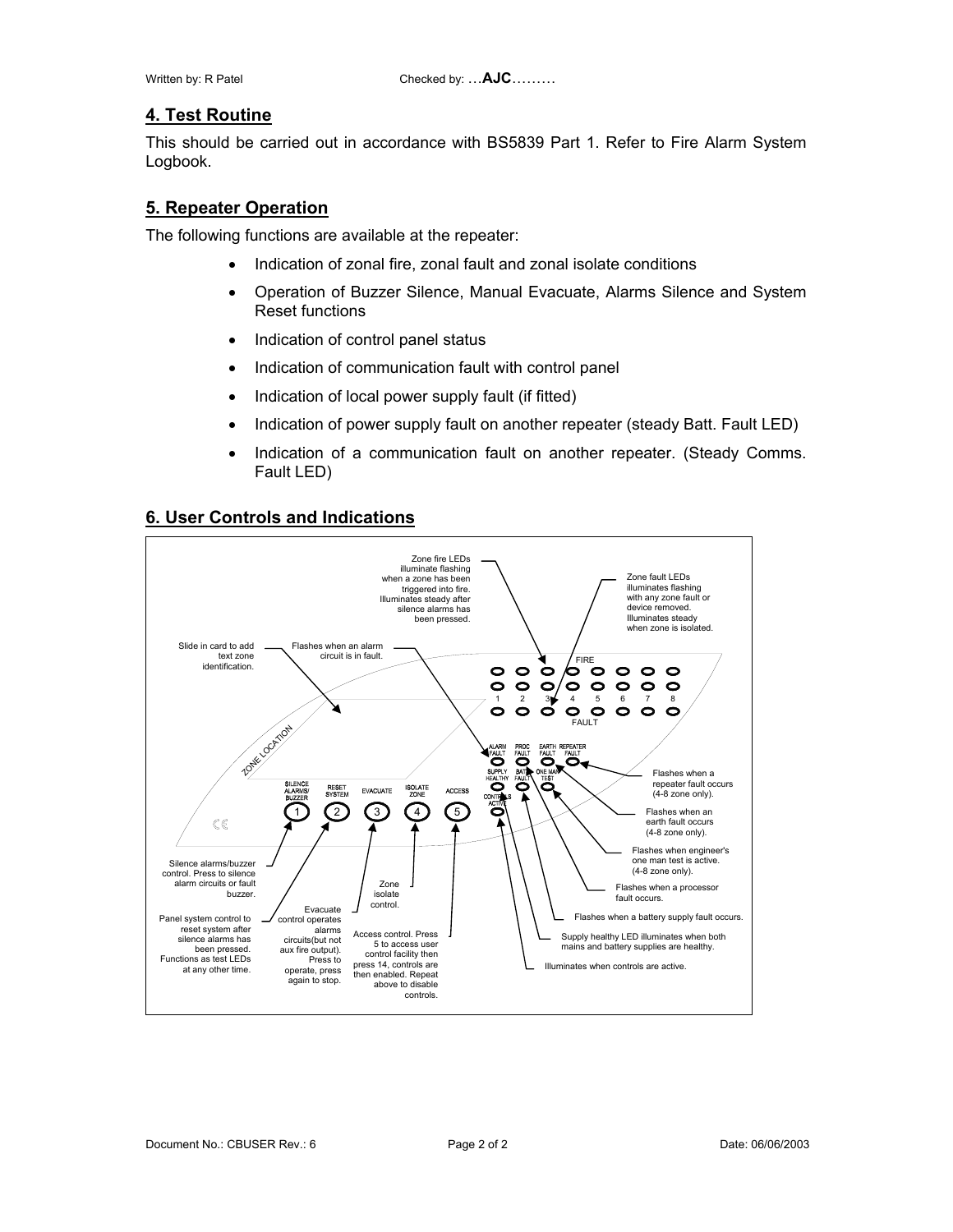Written by: R Patel Checked by: …AJC………

## 4. Test Routine

This should be carried out in accordance with BS5839 Part 1. Refer to Fire Alarm System Logbook.

## 5. Repeater Operation

The following functions are available at the repeater:

- Indication of zonal fire, zonal fault and zonal isolate conditions
- Operation of Buzzer Silence, Manual Evacuate, Alarms Silence and System Reset functions
- Indication of control panel status
- Indication of communication fault with control panel
- Indication of local power supply fault (if fitted)
- Indication of power supply fault on another repeater (steady Batt. Fault LED)
- Indication of a communication fault on another repeater. (Steady Comms. Fault LED)

## 6. User Controls and Indications

Zone fire LEDs illuminate flashing when a zone has been triggered into fire. Illuminates steady after silence alarms has been pressed.

Zone fault LEDs illuminates flashing with any zone fault or device removed. Illuminates steady when zone is isolated.

Slide in card to add text zone identification.

Flashes when an alarm circuit is in fault.

FIRE

1 2 3 4 5 6 7 8

FAULT

ZONE LOCATION

ALARM FAULT

PROC FAULT

EARTH FAULT

REPEATER FAULT

SUPPLY HEALTHY

BATT FAULT

ONE MAN TEST

CONTROLS ACTIVE

SILENCE ALARMS/ BUZZER

RESET SYSTEM

EVACUATE

ISOLATE ZONE

ACCESS

1 2 3 4 5

Flashes when a repeater fault occurs (4-8 zone only).

Flashes when an earth fault occurs (4-8 zone only).

Flashes when engineer's one man test is active. (4-8 zone only).

Flashes when a processor fault occurs.

Flashes when a battery supply fault occurs.

Supply healthy LED illuminates when both mains and battery supplies are healthy.

Illuminates when controls are active.

Silence alarms/buzzer control. Press to silence alarm circuits or fault buzzer.

Panel system control to reset system after silence alarms has been pressed. Functions as test LEDs at any other time.

Evacuate control operates alarms circuits(but not aux fire output). Press to operate, press again to stop.

Zone isolate control.

Access control. Press 5 to access user control facility then press 14, controls are then enabled. Repeat above to disable controls.

Document No.: CBUSER Rev.: 6 Date: 06/06/2003